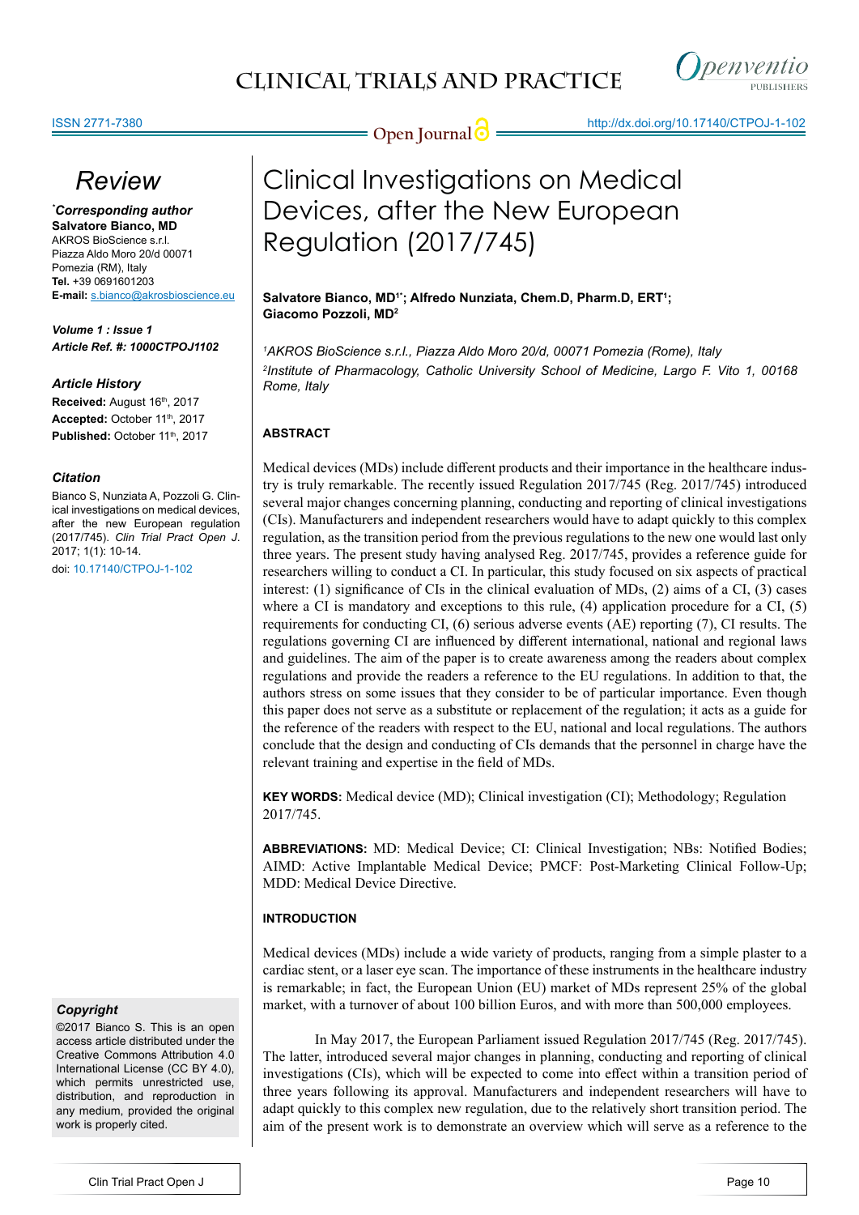Review

***Corresponding author**
**Salvatore Bianco, MD**
AKROS BioScience s.r.l.
Piazza Aldo Moro 20/d 00071
Pomezia (RM), Italy
**Tel.** +39 0691601203
**E-mail:** s.bianco@akrosbioscience.eu

***Volume 1 : Issue 1***
***Article Ref. #: 1000CTPOJ1102***

***Article History***
**Received:** August 16th, 2017
**Accepted:** October 11th, 2017
**Published:** October 11th, 2017

***Citation***
Bianco S, Nunziata A, Pozzoli G. Clinical investigations on medical devices, after the new European regulation (2017/745). *Clin Trial Pract Open J*. 2017; 1(1): 10-14.
doi: 10.17140/CTPOJ-1-102

***Copyright***
©2017 Bianco S. This is an open access article distributed under the Creative Commons Attribution 4.0 International License (CC BY 4.0), which permits unrestricted use, distribution, and reproduction in any medium, provided the original work is properly cited.

# Clinical Investigations on Medical Devices, after the New European Regulation (2017/745)

**Salvatore Bianco, MD[1*]; Alfredo Nunziata, Chem.D, Pharm.D, ERT[1]; Giacomo Pozzoli, MD[2]**

*[1]AKROS BioScience s.r.l., Piazza Aldo Moro 20/d, 00071 Pomezia (Rome), Italy*
*[2]Institute of Pharmacology, Catholic University School of Medicine, Largo F. Vito 1, 00168 Rome, Italy*

## ABSTRACT

Medical devices (MDs) include different products and their importance in the healthcare industry is truly remarkable. The recently issued Regulation 2017/745 (Reg. 2017/745) introduced several major changes concerning planning, conducting and reporting of clinical investigations (CIs). Manufacturers and independent researchers would have to adapt quickly to this complex regulation, as the transition period from the previous regulations to the new one would last only three years. The present study having analysed Reg. 2017/745, provides a reference guide for researchers willing to conduct a CI. In particular, this study focused on six aspects of practical interest: (1) significance of CIs in the clinical evaluation of MDs, (2) aims of a CI, (3) cases where a CI is mandatory and exceptions to this rule, (4) application procedure for a CI, (5) requirements for conducting CI, (6) serious adverse events (AE) reporting (7), CI results. The regulations governing CI are influenced by different international, national and regional laws and guidelines. The aim of the paper is to create awareness among the readers about complex regulations and provide the readers a reference to the EU regulations. In addition to that, the authors stress on some issues that they consider to be of particular importance. Even though this paper does not serve as a substitute or replacement of the regulation; it acts as a guide for the reference of the readers with respect to the EU, national and local regulations. The authors conclude that the design and conducting of CIs demands that the personnel in charge have the relevant training and expertise in the field of MDs.

**KEY WORDS:** Medical device (MD); Clinical investigation (CI); Methodology; Regulation 2017/745.

**ABBREVIATIONS:** MD: Medical Device; CI: Clinical Investigation; NBs: Notified Bodies; AIMD: Active Implantable Medical Device; PMCF: Post-Marketing Clinical Follow-Up; MDD: Medical Device Directive.

## INTRODUCTION

Medical devices (MDs) include a wide variety of products, ranging from a simple plaster to a cardiac stent, or a laser eye scan. The importance of these instruments in the healthcare industry is remarkable; in fact, the European Union (EU) market of MDs represent 25% of the global market, with a turnover of about 100 billion Euros, and with more than 500,000 employees.

In May 2017, the European Parliament issued Regulation 2017/745 (Reg. 2017/745). The latter, introduced several major changes in planning, conducting and reporting of clinical investigations (CIs), which will be expected to come into effect within a transition period of three years following its approval. Manufacturers and independent researchers will have to adapt quickly to this complex new regulation, due to the relatively short transition period. The aim of the present work is to demonstrate an overview which will serve as a reference to the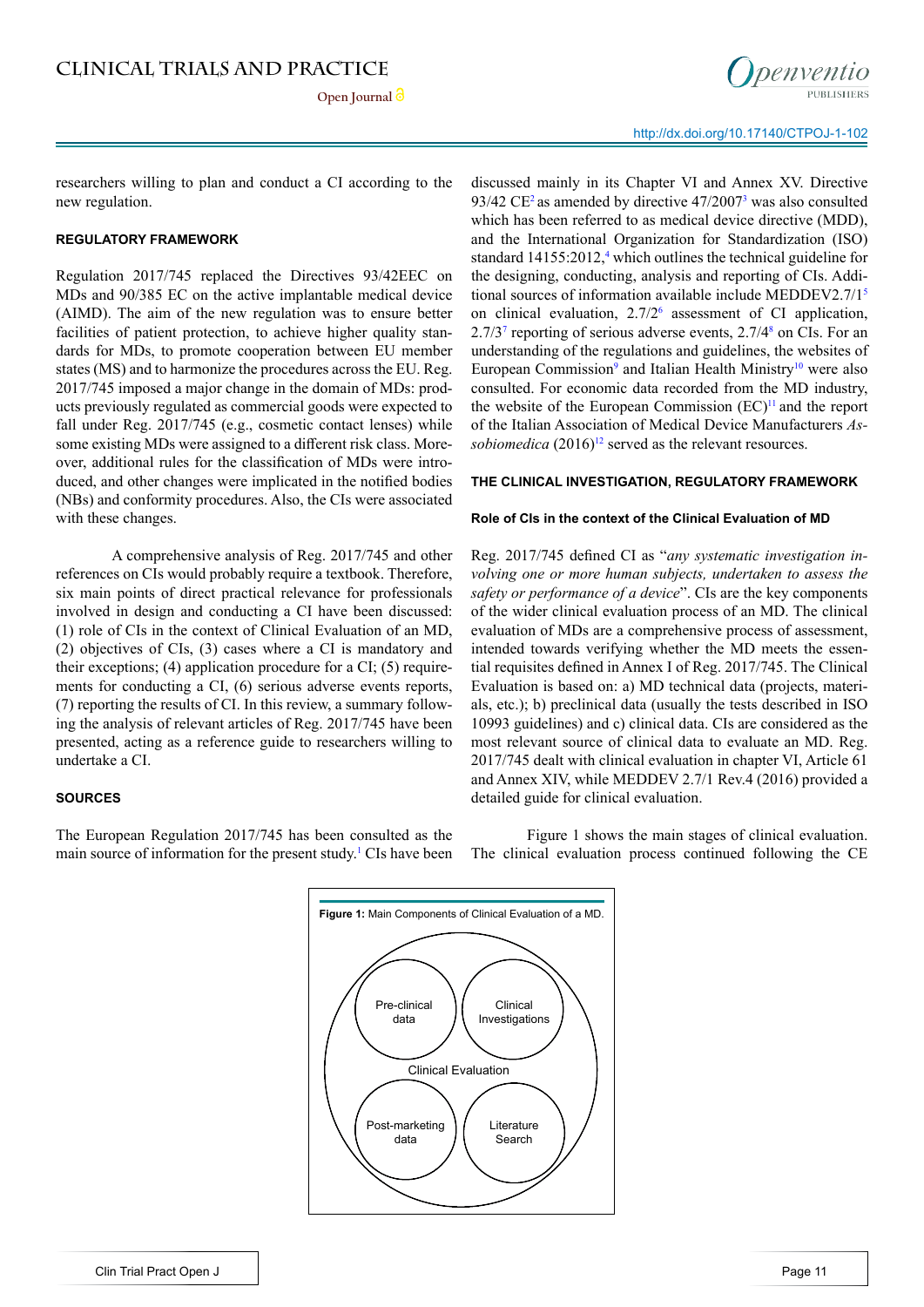researchers willing to plan and conduct a CI according to the new regulation.

## REGULATORY FRAMEWORK

Regulation 2017/745 replaced the Directives 93/42EEC on MDs and 90/385 EC on the active implantable medical device (AIMD). The aim of the new regulation was to ensure better facilities of patient protection, to achieve higher quality standards for MDs, to promote cooperation between EU member states (MS) and to harmonize the procedures across the EU. Reg. 2017/745 imposed a major change in the domain of MDs: products previously regulated as commercial goods were expected to fall under Reg. 2017/745 (e.g., cosmetic contact lenses) while some existing MDs were assigned to a different risk class. Moreover, additional rules for the classification of MDs were introduced, and other changes were implicated in the notified bodies (NBs) and conformity procedures. Also, the CIs were associated with these changes.

A comprehensive analysis of Reg. 2017/745 and other references on CIs would probably require a textbook. Therefore, six main points of direct practical relevance for professionals involved in design and conducting a CI have been discussed: (1) role of CIs in the context of Clinical Evaluation of an MD, (2) objectives of CIs, (3) cases where a CI is mandatory and their exceptions; (4) application procedure for a CI; (5) requirements for conducting a CI, (6) serious adverse events reports, (7) reporting the results of CI. In this review, a summary following the analysis of relevant articles of Reg. 2017/745 have been presented, acting as a reference guide to researchers willing to undertake a CI.

## SOURCES

The European Regulation 2017/745 has been consulted as the main source of information for the present study.[1] CIs have been discussed mainly in its Chapter VI and Annex XV. Directive 93/42 CE[2] as amended by directive 47/2007[3] was also consulted which has been referred to as medical device directive (MDD), and the International Organization for Standardization (ISO) standard 14155:2012,[4] which outlines the technical guideline for the designing, conducting, analysis and reporting of CIs. Additional sources of information available include MEDDEV2.7/1[5] on clinical evaluation, 2.7/2[6] assessment of CI application, 2.7/3[7] reporting of serious adverse events, 2.7/4[8] on CIs. For an understanding of the regulations and guidelines, the websites of European Commission[9] and Italian Health Ministry[10] were also consulted. For economic data recorded from the MD industry, the website of the European Commission (EC)[11] and the report of the Italian Association of Medical Device Manufacturers *Assobiomedica* (2016)[12] served as the relevant resources.

## THE CLINICAL INVESTIGATION, REGULATORY FRAMEWORK

### Role of CIs in the context of the Clinical Evaluation of MD

Reg. 2017/745 defined CI as "*any systematic investigation involving one or more human subjects, undertaken to assess the safety or performance of a device*". CIs are the key components of the wider clinical evaluation process of an MD. The clinical evaluation of MDs are a comprehensive process of assessment, intended towards verifying whether the MD meets the essential requisites defined in Annex I of Reg. 2017/745. The Clinical Evaluation is based on: a) MD technical data (projects, materials, etc.); b) preclinical data (usually the tests described in ISO 10993 guidelines) and c) clinical data. CIs are considered as the most relevant source of clinical data to evaluate an MD. Reg. 2017/745 dealt with clinical evaluation in chapter VI, Article 61 and Annex XIV, while MEDDEV 2.7/1 Rev.4 (2016) provided a detailed guide for clinical evaluation.

Figure 1 shows the main stages of clinical evaluation. The clinical evaluation process continued following the CE

**Figure 1:** Main Components of Clinical Evaluation of a MD.

Clinical Evaluation: Pre-clinical data; Clinical Investigations; Post-marketing data; Literature Search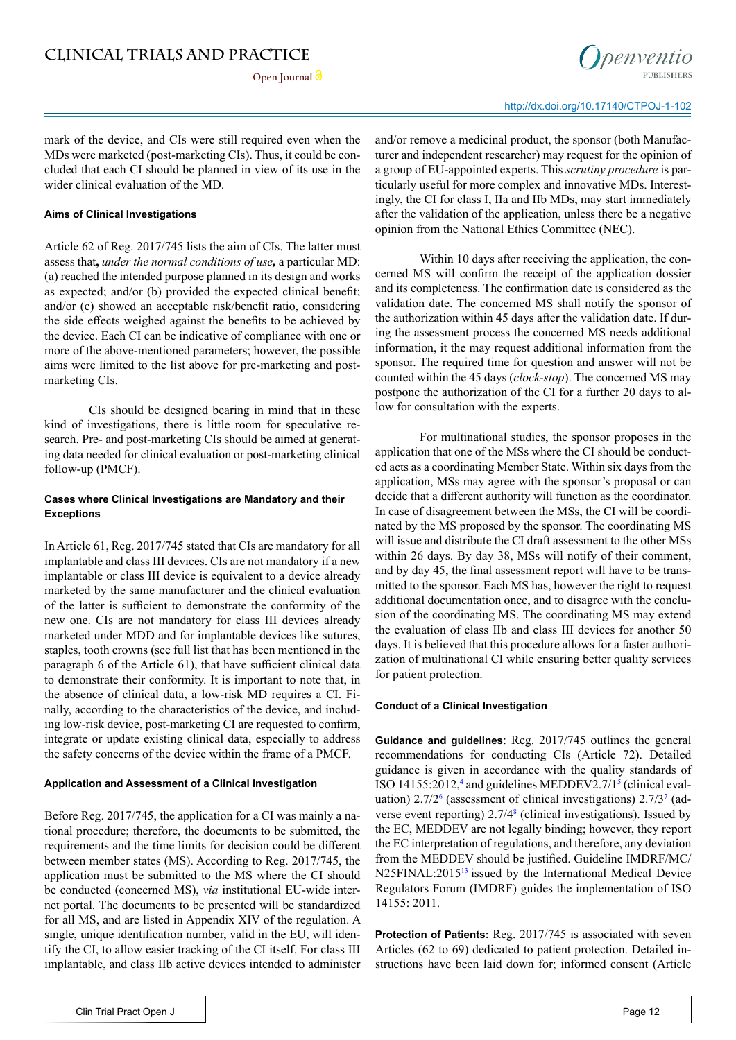mark of the device, and CIs were still required even when the MDs were marketed (post-marketing CIs). Thus, it could be concluded that each CI should be planned in view of its use in the wider clinical evaluation of the MD.

#### Aims of Clinical Investigations

Article 62 of Reg. 2017/745 lists the aim of CIs. The latter must assess that**,** *under the normal conditions of use***,** a particular MD: (a) reached the intended purpose planned in its design and works as expected; and/or (b) provided the expected clinical benefit; and/or (c) showed an acceptable risk/benefit ratio, considering the side effects weighed against the benefits to be achieved by the device. Each CI can be indicative of compliance with one or more of the above-mentioned parameters; however, the possible aims were limited to the list above for pre-marketing and post-marketing CIs.

CIs should be designed bearing in mind that in these kind of investigations, there is little room for speculative research. Pre- and post-marketing CIs should be aimed at generating data needed for clinical evaluation or post-marketing clinical follow-up (PMCF).

#### Cases where Clinical Investigations are Mandatory and their Exceptions

In Article 61, Reg. 2017/745 stated that CIs are mandatory for all implantable and class III devices. CIs are not mandatory if a new implantable or class III device is equivalent to a device already marketed by the same manufacturer and the clinical evaluation of the latter is sufficient to demonstrate the conformity of the new one. CIs are not mandatory for class III devices already marketed under MDD and for implantable devices like sutures, staples, tooth crowns (see full list that has been mentioned in the paragraph 6 of the Article 61), that have sufficient clinical data to demonstrate their conformity. It is important to note that, in the absence of clinical data, a low-risk MD requires a CI. Finally, according to the characteristics of the device, and including low-risk device, post-marketing CI are requested to confirm, integrate or update existing clinical data, especially to address the safety concerns of the device within the frame of a PMCF.

#### Application and Assessment of a Clinical Investigation

Before Reg. 2017/745, the application for a CI was mainly a national procedure; therefore, the documents to be submitted, the requirements and the time limits for decision could be different between member states (MS). According to Reg. 2017/745, the application must be submitted to the MS where the CI should be conducted (concerned MS), *via* institutional EU-wide internet portal. The documents to be presented will be standardized for all MS, and are listed in Appendix XIV of the regulation. A single, unique identification number, valid in the EU, will identify the CI, to allow easier tracking of the CI itself. For class III implantable, and class IIb active devices intended to administer and/or remove a medicinal product, the sponsor (both Manufacturer and independent researcher) may request for the opinion of a group of EU-appointed experts. This *scrutiny procedure* is particularly useful for more complex and innovative MDs. Interestingly, the CI for class I, IIa and IIb MDs, may start immediately after the validation of the application, unless there be a negative opinion from the National Ethics Committee (NEC).

Within 10 days after receiving the application, the concerned MS will confirm the receipt of the application dossier and its completeness. The confirmation date is considered as the validation date. The concerned MS shall notify the sponsor of the authorization within 45 days after the validation date. If during the assessment process the concerned MS needs additional information, it the may request additional information from the sponsor. The required time for question and answer will not be counted within the 45 days (*clock-stop*). The concerned MS may postpone the authorization of the CI for a further 20 days to allow for consultation with the experts.

For multinational studies, the sponsor proposes in the application that one of the MSs where the CI should be conducted acts as a coordinating Member State. Within six days from the application, MSs may agree with the sponsor's proposal or can decide that a different authority will function as the coordinator. In case of disagreement between the MSs, the CI will be coordinated by the MS proposed by the sponsor. The coordinating MS will issue and distribute the CI draft assessment to the other MSs within 26 days. By day 38, MSs will notify of their comment, and by day 45, the final assessment report will have to be transmitted to the sponsor. Each MS has, however the right to request additional documentation once, and to disagree with the conclusion of the coordinating MS. The coordinating MS may extend the evaluation of class IIb and class III devices for another 50 days. It is believed that this procedure allows for a faster authorization of multinational CI while ensuring better quality services for patient protection.

#### Conduct of a Clinical Investigation

**Guidance and guidelines**: Reg. 2017/745 outlines the general recommendations for conducting CIs (Article 72). Detailed guidance is given in accordance with the quality standards of ISO 14155:2012,[4] and guidelines MEDDEV2.7/1[5] (clinical evaluation) 2.7/2[6] (assessment of clinical investigations) 2.7/3[7] (adverse event reporting) 2.7/4[8] (clinical investigations). Issued by the EC, MEDDEV are not legally binding; however, they report the EC interpretation of regulations, and therefore, any deviation from the MEDDEV should be justified. Guideline IMDRF/MC/N25FINAL:2015[13] issued by the International Medical Device Regulators Forum (IMDRF) guides the implementation of ISO 14155: 2011.

**Protection of Patients:** Reg. 2017/745 is associated with seven Articles (62 to 69) dedicated to patient protection. Detailed instructions have been laid down for; informed consent (Article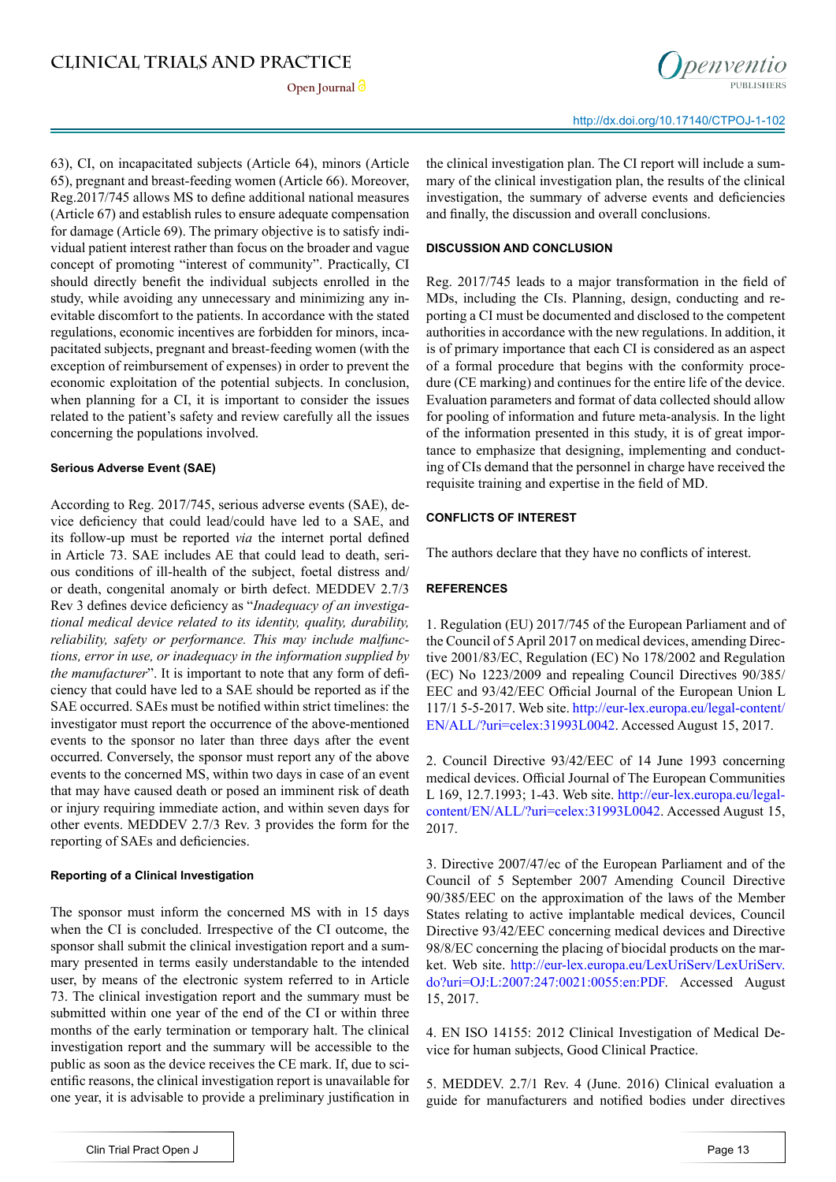63), CI, on incapacitated subjects (Article 64), minors (Article 65), pregnant and breast-feeding women (Article 66). Moreover, Reg.2017/745 allows MS to define additional national measures (Article 67) and establish rules to ensure adequate compensation for damage (Article 69). The primary objective is to satisfy individual patient interest rather than focus on the broader and vague concept of promoting "interest of community". Practically, CI should directly benefit the individual subjects enrolled in the study, while avoiding any unnecessary and minimizing any inevitable discomfort to the patients. In accordance with the stated regulations, economic incentives are forbidden for minors, incapacitated subjects, pregnant and breast-feeding women (with the exception of reimbursement of expenses) in order to prevent the economic exploitation of the potential subjects. In conclusion, when planning for a CI, it is important to consider the issues related to the patient's safety and review carefully all the issues concerning the populations involved.

### Serious Adverse Event (SAE)

According to Reg. 2017/745, serious adverse events (SAE), device deficiency that could lead/could have led to a SAE, and its follow-up must be reported *via* the internet portal defined in Article 73. SAE includes AE that could lead to death, serious conditions of ill-health of the subject, foetal distress and/or death, congenital anomaly or birth defect. MEDDEV 2.7/3 Rev 3 defines device deficiency as "*Inadequacy of an investigational medical device related to its identity, quality, durability, reliability, safety or performance. This may include malfunctions, error in use, or inadequacy in the information supplied by the manufacturer*". It is important to note that any form of deficiency that could have led to a SAE should be reported as if the SAE occurred. SAEs must be notified within strict timelines: the investigator must report the occurrence of the above-mentioned events to the sponsor no later than three days after the event occurred. Conversely, the sponsor must report any of the above events to the concerned MS, within two days in case of an event that may have caused death or posed an imminent risk of death or injury requiring immediate action, and within seven days for other events. MEDDEV 2.7/3 Rev. 3 provides the form for the reporting of SAEs and deficiencies.

### Reporting of a Clinical Investigation

The sponsor must inform the concerned MS with in 15 days when the CI is concluded. Irrespective of the CI outcome, the sponsor shall submit the clinical investigation report and a summary presented in terms easily understandable to the intended user, by means of the electronic system referred to in Article 73. The clinical investigation report and the summary must be submitted within one year of the end of the CI or within three months of the early termination or temporary halt. The clinical investigation report and the summary will be accessible to the public as soon as the device receives the CE mark. If, due to scientific reasons, the clinical investigation report is unavailable for one year, it is advisable to provide a preliminary justification in the clinical investigation plan. The CI report will include a summary of the clinical investigation plan, the results of the clinical investigation, the summary of adverse events and deficiencies and finally, the discussion and overall conclusions.

## DISCUSSION AND CONCLUSION

Reg. 2017/745 leads to a major transformation in the field of MDs, including the CIs. Planning, design, conducting and reporting a CI must be documented and disclosed to the competent authorities in accordance with the new regulations. In addition, it is of primary importance that each CI is considered as an aspect of a formal procedure that begins with the conformity procedure (CE marking) and continues for the entire life of the device. Evaluation parameters and format of data collected should allow for pooling of information and future meta-analysis. In the light of the information presented in this study, it is of great importance to emphasize that designing, implementing and conducting of CIs demand that the personnel in charge have received the requisite training and expertise in the field of MD.

## CONFLICTS OF INTEREST

The authors declare that they have no conflicts of interest.

## REFERENCES

1. Regulation (EU) 2017/745 of the European Parliament and of the Council of 5 April 2017 on medical devices, amending Directive 2001/83/EC, Regulation (EC) No 178/2002 and Regulation (EC) No 1223/2009 and repealing Council Directives 90/385/EEC and 93/42/EEC Official Journal of the European Union L 117/1 5-5-2017. Web site. http://eur-lex.europa.eu/legal-content/EN/ALL/?uri=celex:31993L0042. Accessed August 15, 2017.

2. Council Directive 93/42/EEC of 14 June 1993 concerning medical devices. Official Journal of The European Communities L 169, 12.7.1993; 1-43. Web site. http://eur-lex.europa.eu/legal-content/EN/ALL/?uri=celex:31993L0042. Accessed August 15, 2017.

3. Directive 2007/47/ec of the European Parliament and of the Council of 5 September 2007 Amending Council Directive 90/385/EEC on the approximation of the laws of the Member States relating to active implantable medical devices, Council Directive 93/42/EEC concerning medical devices and Directive 98/8/EC concerning the placing of biocidal products on the market. Web site. http://eur-lex.europa.eu/LexUriServ/LexUriServ.do?uri=OJ:L:2007:247:0021:0055:en:PDF. Accessed August 15, 2017.

4. EN ISO 14155: 2012 Clinical Investigation of Medical Device for human subjects, Good Clinical Practice.

5. MEDDEV. 2.7/1 Rev. 4 (June. 2016) Clinical evaluation a guide for manufacturers and notified bodies under directives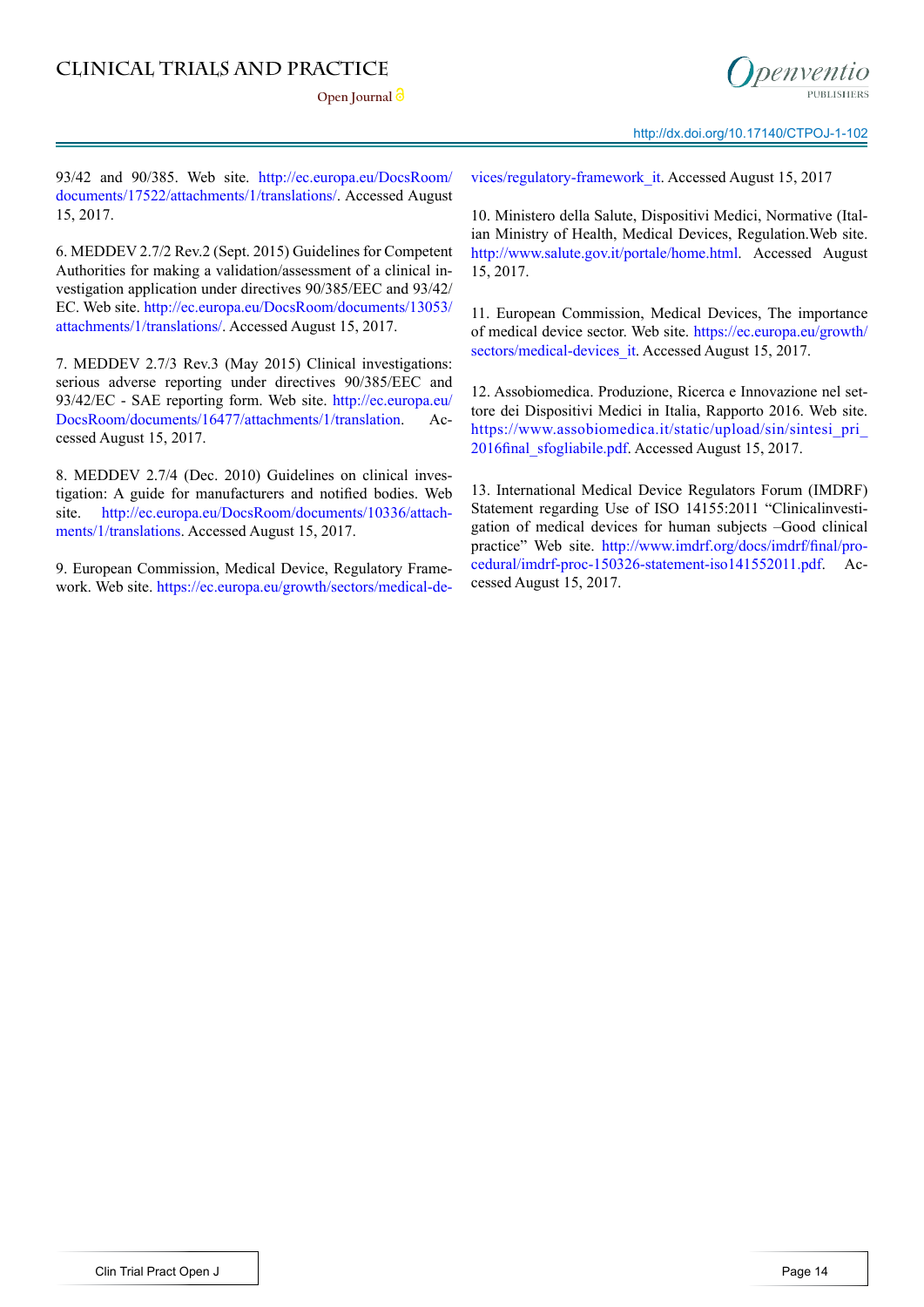93/42 and 90/385. Web site. http://ec.europa.eu/DocsRoom/documents/17522/attachments/1/translations/. Accessed August 15, 2017.

6. MEDDEV 2.7/2 Rev.2 (Sept. 2015) Guidelines for Competent Authorities for making a validation/assessment of a clinical investigation application under directives 90/385/EEC and 93/42/EC. Web site. http://ec.europa.eu/DocsRoom/documents/13053/attachments/1/translations/. Accessed August 15, 2017.

7. MEDDEV 2.7/3 Rev.3 (May 2015) Clinical investigations: serious adverse reporting under directives 90/385/EEC and 93/42/EC - SAE reporting form. Web site. http://ec.europa.eu/DocsRoom/documents/16477/attachments/1/translation. Accessed August 15, 2017.

8. MEDDEV 2.7/4 (Dec. 2010) Guidelines on clinical investigation: A guide for manufacturers and notified bodies. Web site. http://ec.europa.eu/DocsRoom/documents/10336/attachments/1/translations. Accessed August 15, 2017.

9. European Commission, Medical Device, Regulatory Framework. Web site. https://ec.europa.eu/growth/sectors/medical-devices/regulatory-framework_it. Accessed August 15, 2017

10. Ministero della Salute, Dispositivi Medici, Normative (Italian Ministry of Health, Medical Devices, Regulation.Web site. http://www.salute.gov.it/portale/home.html. Accessed August 15, 2017.

11. European Commission, Medical Devices, The importance of medical device sector. Web site. https://ec.europa.eu/growth/sectors/medical-devices_it. Accessed August 15, 2017.

12. Assobiomedica. Produzione, Ricerca e Innovazione nel settore dei Dispositivi Medici in Italia, Rapporto 2016. Web site. https://www.assobiomedica.it/static/upload/sin/sintesi_pri_2016final_sfogliabile.pdf. Accessed August 15, 2017.

13. International Medical Device Regulators Forum (IMDRF) Statement regarding Use of ISO 14155:2011 "Clinicalinvestigation of medical devices for human subjects –Good clinical practice" Web site. http://www.imdrf.org/docs/imdrf/final/procedural/imdrf-proc-150326-statement-iso141552011.pdf. Accessed August 15, 2017.